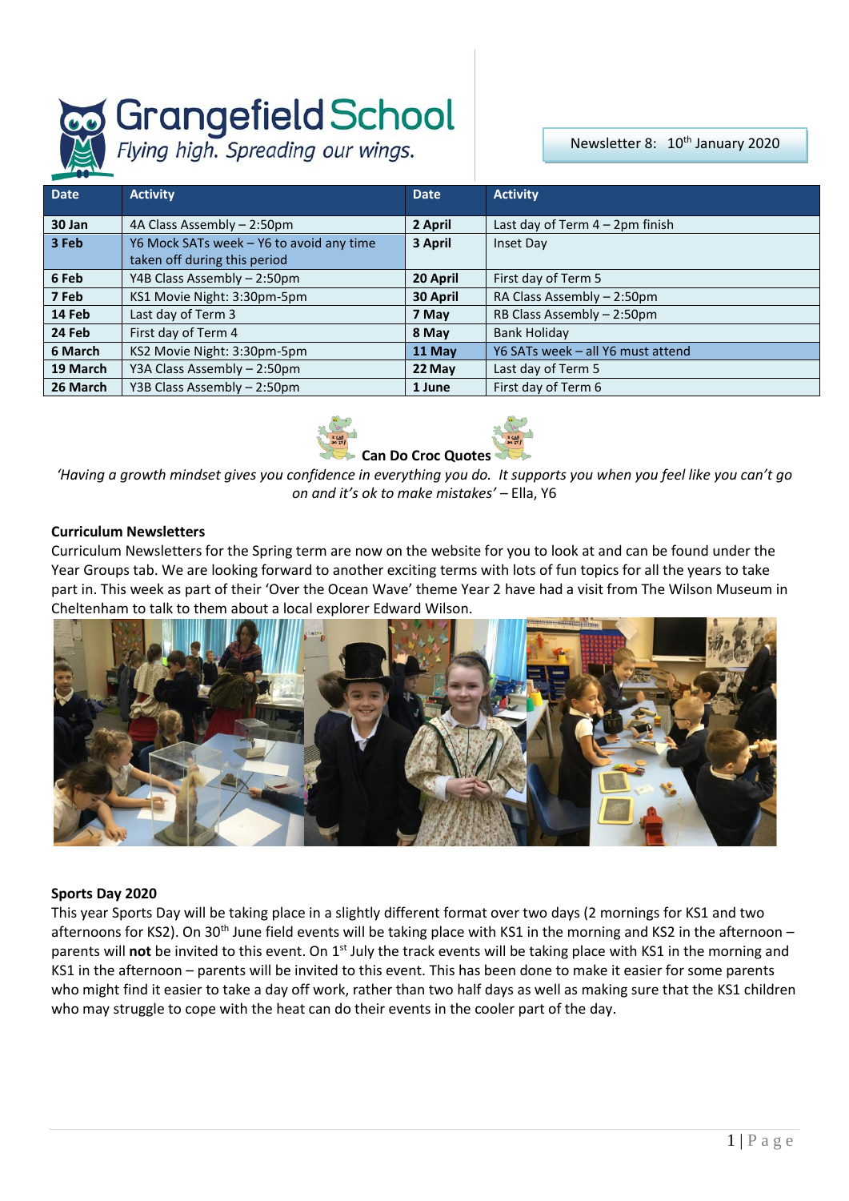# Grangefield School

*Flying high. Spreading our wings.*

Newsletter 8: 10th January 2020

| Date | Activity | Date | Activity |
|---|---|---|---|
| **30 Jan** | 4A Class Assembly – 2:50pm | **2 April** | Last day of Term 4 – 2pm finish |
| **3 Feb** | Y6 Mock SATs week – Y6 to avoid any time taken off during this period | **3 April** | Inset Day |
| **6 Feb** | Y4B Class Assembly – 2:50pm | **20 April** | First day of Term 5 |
| **7 Feb** | KS1 Movie Night: 3:30pm-5pm | **30 April** | RA Class Assembly – 2:50pm |
| **14 Feb** | Last day of Term 3 | **7 May** | RB Class Assembly – 2:50pm |
| **24 Feb** | First day of Term 4 | **8 May** | Bank Holiday |
| **6 March** | KS2 Movie Night: 3:30pm-5pm | **11 May** | Y6 SATs week – all Y6 must attend |
| **19 March** | Y3A Class Assembly – 2:50pm | **22 May** | Last day of Term 5 |
| **26 March** | Y3B Class Assembly – 2:50pm | **1 June** | First day of Term 6 |

**Can Do Croc Quotes**

*'Having a growth mindset gives you confidence in everything you do. It supports you when you feel like you can't go on and it's ok to make mistakes'* – Ella, Y6

**Curriculum Newsletters**

Curriculum Newsletters for the Spring term are now on the website for you to look at and can be found under the Year Groups tab. We are looking forward to another exciting terms with lots of fun topics for all the years to take part in. This week as part of their 'Over the Ocean Wave' theme Year 2 have had a visit from The Wilson Museum in Cheltenham to talk to them about a local explorer Edward Wilson.

**Sports Day 2020**

This year Sports Day will be taking place in a slightly different format over two days (2 mornings for KS1 and two afternoons for KS2). On 30th June field events will be taking place with KS1 in the morning and KS2 in the afternoon – parents will **not** be invited to this event. On 1st July the track events will be taking place with KS1 in the morning and KS1 in the afternoon – parents will be invited to this event. This has been done to make it easier for some parents who might find it easier to take a day off work, rather than two half days as well as making sure that the KS1 children who may struggle to cope with the heat can do their events in the cooler part of the day.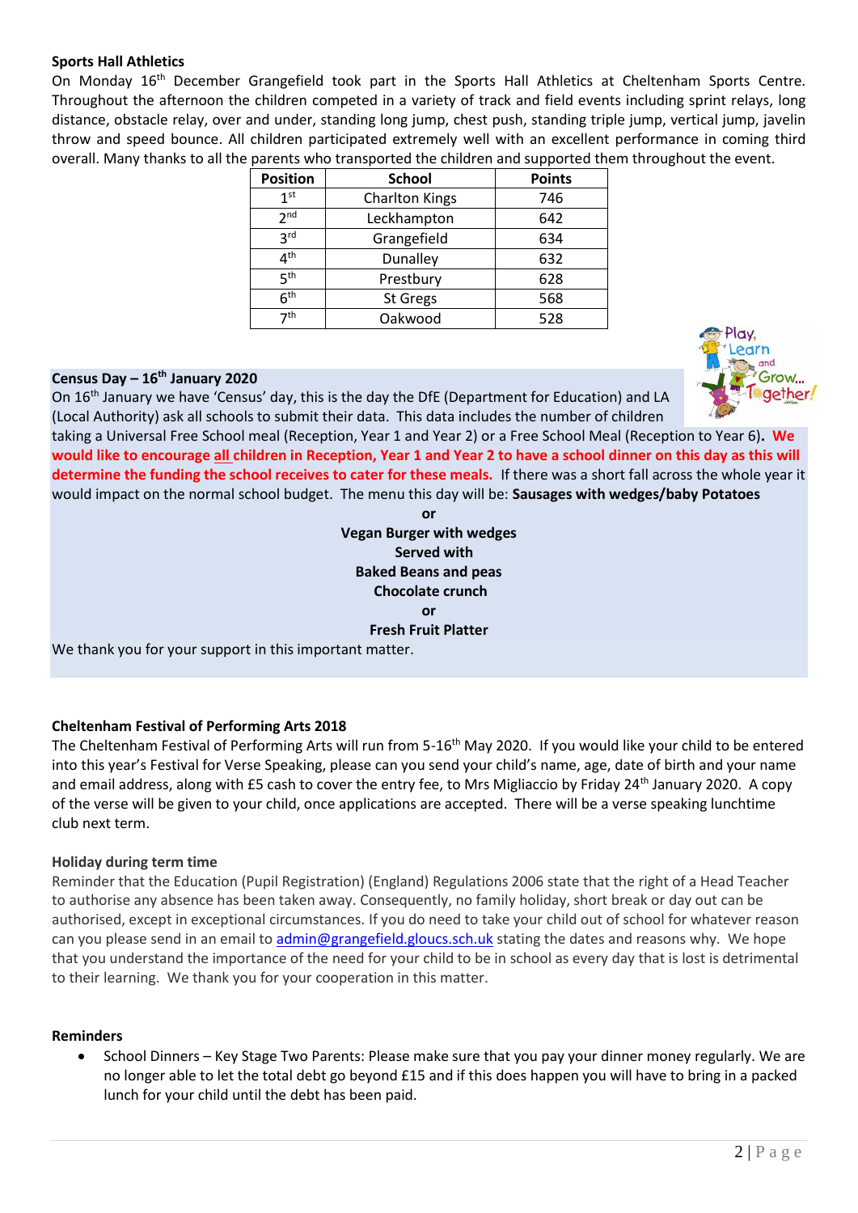**Sports Hall Athletics**

On Monday 16th December Grangefield took part in the Sports Hall Athletics at Cheltenham Sports Centre. Throughout the afternoon the children competed in a variety of track and field events including sprint relays, long distance, obstacle relay, over and under, standing long jump, chest push, standing triple jump, vertical jump, javelin throw and speed bounce. All children participated extremely well with an excellent performance in coming third overall. Many thanks to all the parents who transported the children and supported them throughout the event.

| Position | School | Points |
|---|---|---|
| 1st | Charlton Kings | 746 |
| 2nd | Leckhampton | 642 |
| 3rd | Grangefield | 634 |
| 4th | Dunalley | 632 |
| 5th | Prestbury | 628 |
| 6th | St Gregs | 568 |
| 7th | Oakwood | 528 |

**Census Day – 16th January 2020**

On 16th January we have 'Census' day, this is the day the DfE (Department for Education) and LA (Local Authority) ask all schools to submit their data. This data includes the number of children taking a Universal Free School meal (Reception, Year 1 and Year 2) or a Free School Meal (Reception to Year 6). **We would like to encourage <u>all</u> children in Reception, Year 1 and Year 2 to have a school dinner on this day as this will determine the funding the school receives to cater for these meals.** If there was a short fall across the whole year it would impact on the normal school budget. The menu this day will be: **Sausages with wedges/baby Potatoes**

**or**

**Vegan Burger with wedges**

**Served with**

**Baked Beans and peas**

**Chocolate crunch**

**or**

**Fresh Fruit Platter**

We thank you for your support in this important matter.

**Cheltenham Festival of Performing Arts 2018**

The Cheltenham Festival of Performing Arts will run from 5-16th May 2020. If you would like your child to be entered into this year's Festival for Verse Speaking, please can you send your child's name, age, date of birth and your name and email address, along with £5 cash to cover the entry fee, to Mrs Migliaccio by Friday 24th January 2020. A copy of the verse will be given to your child, once applications are accepted. There will be a verse speaking lunchtime club next term.

**Holiday during term time**

Reminder that the Education (Pupil Registration) (England) Regulations 2006 state that the right of a Head Teacher to authorise any absence has been taken away. Consequently, no family holiday, short break or day out can be authorised, except in exceptional circumstances. If you do need to take your child out of school for whatever reason can you please send in an email to admin@grangefield.gloucs.sch.uk stating the dates and reasons why. We hope that you understand the importance of the need for your child to be in school as every day that is lost is detrimental to their learning. We thank you for your cooperation in this matter.

**Reminders**

- School Dinners – Key Stage Two Parents: Please make sure that you pay your dinner money regularly. We are no longer able to let the total debt go beyond £15 and if this does happen you will have to bring in a packed lunch for your child until the debt has been paid.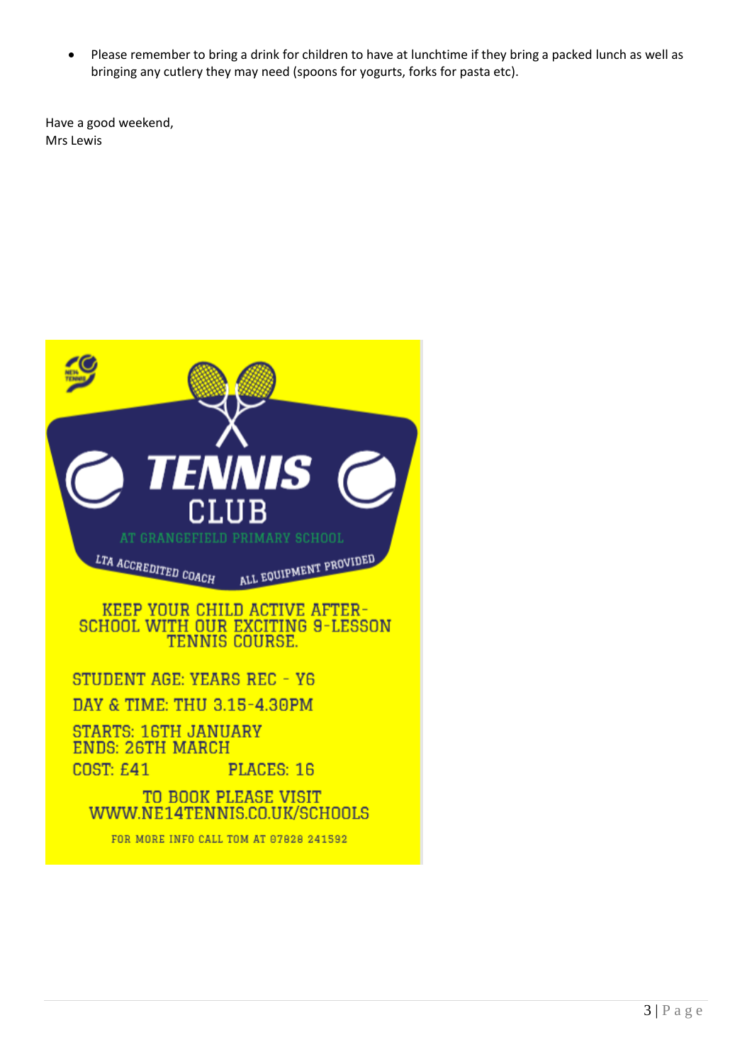- Please remember to bring a drink for children to have at lunchtime if they bring a packed lunch as well as bringing any cutlery they may need (spoons for yogurts, forks for pasta etc).

Have a good weekend,
Mrs Lewis

# TENNIS CLUB

AT GRANGEFIELD PRIMARY SCHOOL

LTA ACCREDITED COACH

ALL EQUIPMENT PROVIDED

KEEP YOUR CHILD ACTIVE AFTER-SCHOOL WITH OUR EXCITING 9-LESSON TENNIS COURSE.

STUDENT AGE: YEARS REC - Y6

DAY & TIME: THU 3.15-4.30PM

STARTS: 16TH JANUARY
ENDS: 26TH MARCH

COST: £41 PLACES: 16

TO BOOK PLEASE VISIT
WWW.NE14TENNIS.CO.UK/SCHOOLS

FOR MORE INFO CALL TOM AT 07828 241592